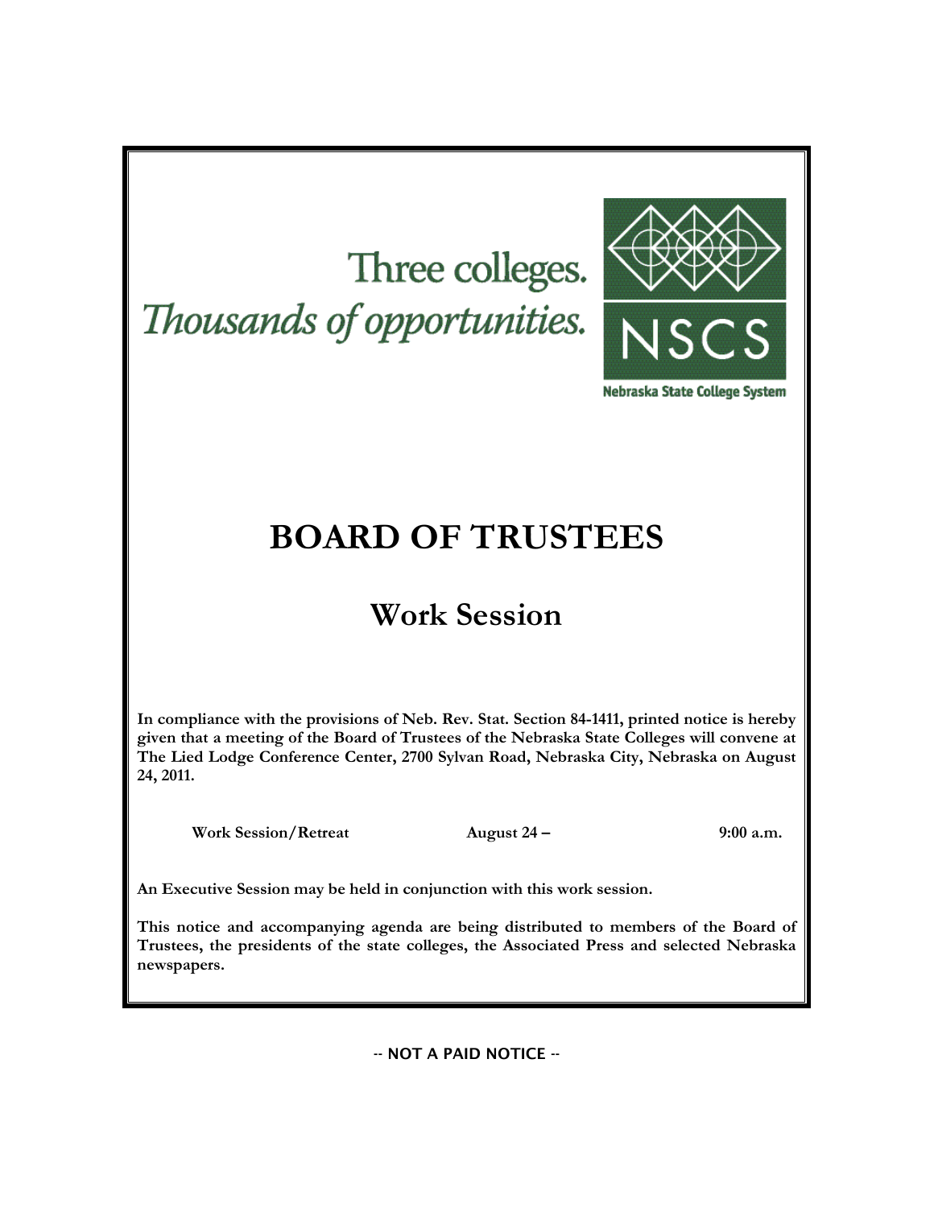Three colleges.
*Thousands of opportunities.*

NSCS

Nebraska State College System

# BOARD OF TRUSTEES

## Work Session

**In compliance with the provisions of Neb. Rev. Stat. Section 84-1411, printed notice is hereby given that a meeting of the Board of Trustees of the Nebraska State Colleges will convene at The Lied Lodge Conference Center, 2700 Sylvan Road, Nebraska City, Nebraska on August 24, 2011.**

| | | |
|---|---|---|
| **Work Session/Retreat** | **August 24 –** | **9:00 a.m.** |

**An Executive Session may be held in conjunction with this work session.**

**This notice and accompanying agenda are being distributed to members of the Board of Trustees, the presidents of the state colleges, the Associated Press and selected Nebraska newspapers.**

-- NOT A PAID NOTICE --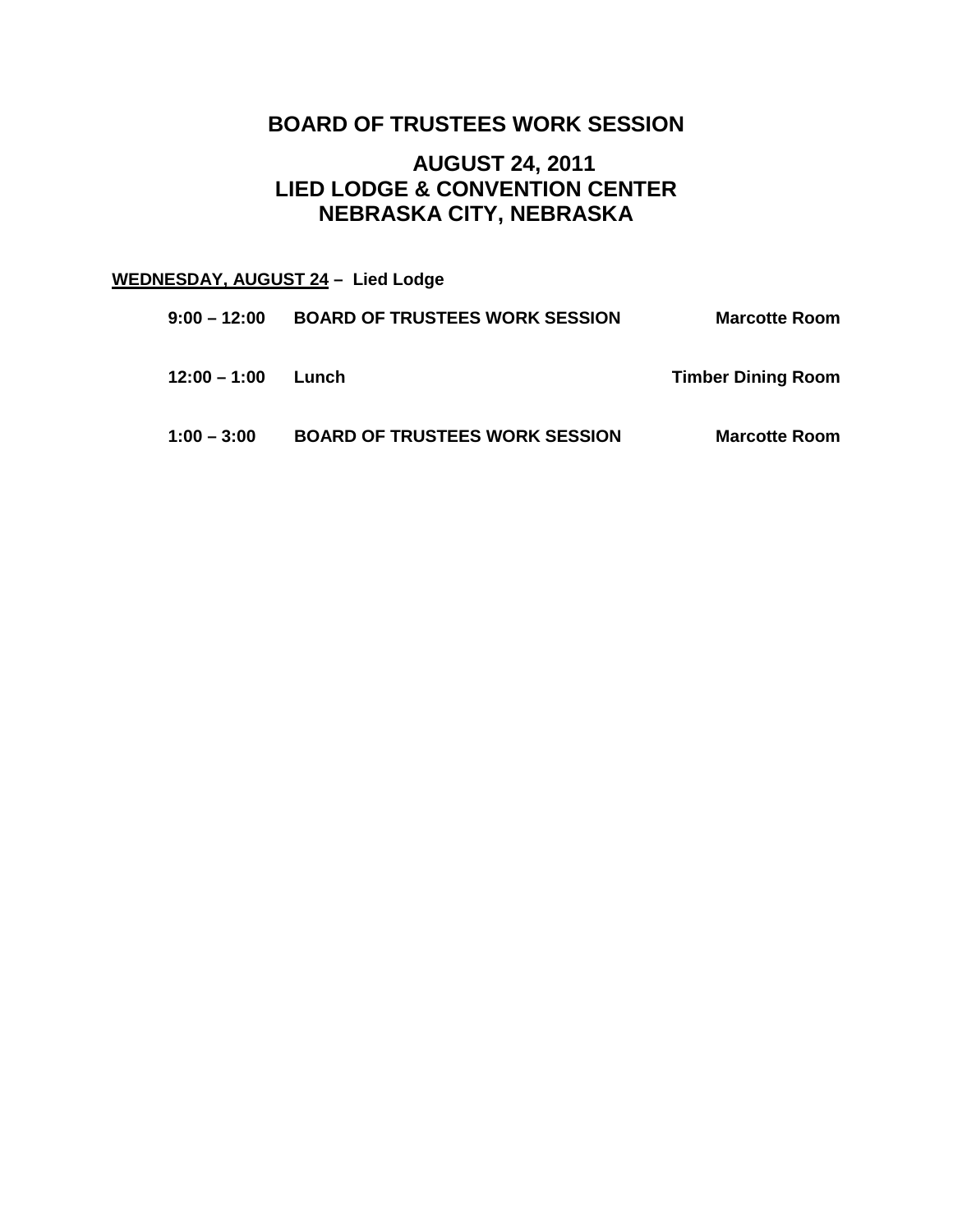# BOARD OF TRUSTEES WORK SESSION

## AUGUST 24, 2011
## LIED LODGE & CONVENTION CENTER
## NEBRASKA CITY, NEBRASKA

**WEDNESDAY, AUGUST 24 – Lied Lodge**

| | | |
|---|---|---|
| **9:00 – 12:00** | **BOARD OF TRUSTEES WORK SESSION** | **Marcotte Room** |
| **12:00 – 1:00** | **Lunch** | **Timber Dining Room** |
| **1:00 – 3:00** | **BOARD OF TRUSTEES WORK SESSION** | **Marcotte Room** |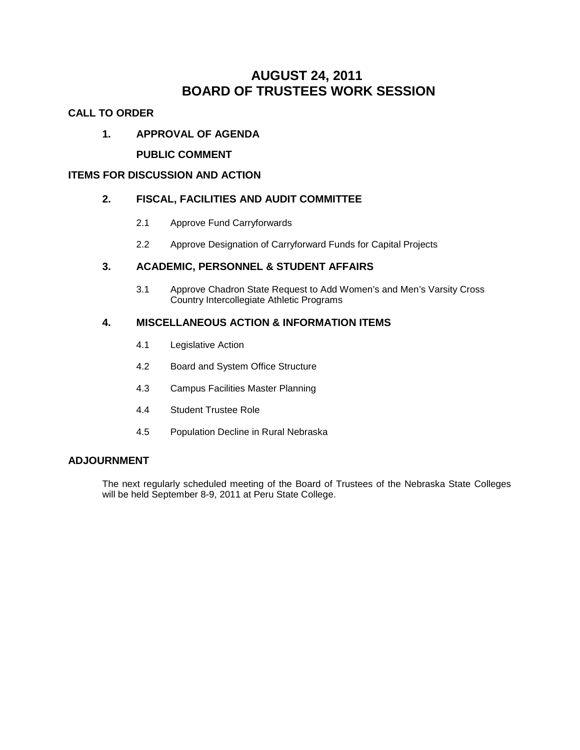# AUGUST 24, 2011
# BOARD OF TRUSTEES WORK SESSION

## CALL TO ORDER

### 1. APPROVAL OF AGENDA

### PUBLIC COMMENT

## ITEMS FOR DISCUSSION AND ACTION

### 2. FISCAL, FACILITIES AND AUDIT COMMITTEE

2.1 Approve Fund Carryforwards

2.2 Approve Designation of Carryforward Funds for Capital Projects

### 3. ACADEMIC, PERSONNEL & STUDENT AFFAIRS

3.1 Approve Chadron State Request to Add Women's and Men's Varsity Cross Country Intercollegiate Athletic Programs

### 4. MISCELLANEOUS ACTION & INFORMATION ITEMS

4.1 Legislative Action

4.2 Board and System Office Structure

4.3 Campus Facilities Master Planning

4.4 Student Trustee Role

4.5 Population Decline in Rural Nebraska

## ADJOURNMENT

The next regularly scheduled meeting of the Board of Trustees of the Nebraska State Colleges will be held September 8-9, 2011 at Peru State College.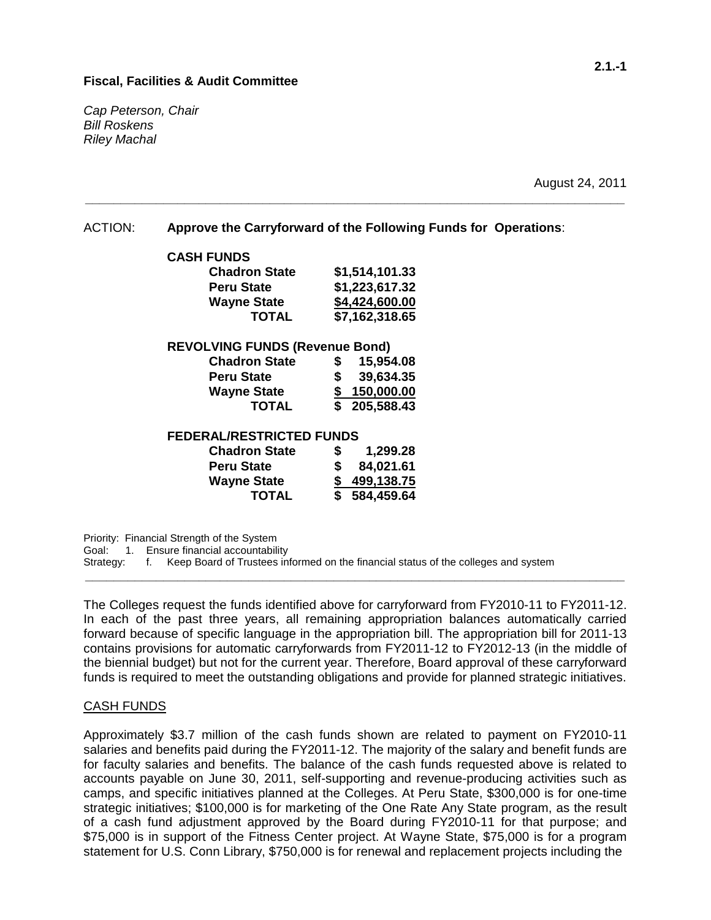**Fiscal, Facilities & Audit Committee**

*Cap Peterson, Chair*
*Bill Roskens*
*Riley Machal*

August 24, 2011

ACTION: **Approve the Carryforward of the Following Funds for Operations**:

**CASH FUNDS**

| | |
|---|---|
| **Chadron State** | **$1,514,101.33** |
| **Peru State** | **$1,223,617.32** |
| **Wayne State** | **$4,424,600.00** |
| **TOTAL** | **$7,162,318.65** |

**REVOLVING FUNDS (Revenue Bond)**

| | |
|---|---|
| **Chadron State** | **$ 15,954.08** |
| **Peru State** | **$ 39,634.35** |
| **Wayne State** | **$ 150,000.00** |
| **TOTAL** | **$ 205,588.43** |

**FEDERAL/RESTRICTED FUNDS**

| | |
|---|---|
| **Chadron State** | **$ 1,299.28** |
| **Peru State** | **$ 84,021.61** |
| **Wayne State** | **$ 499,138.75** |
| **TOTAL** | **$ 584,459.64** |

Priority: Financial Strength of the System
Goal: 1. Ensure financial accountability
Strategy: f. Keep Board of Trustees informed on the financial status of the colleges and system

The Colleges request the funds identified above for carryforward from FY2010-11 to FY2011-12. In each of the past three years, all remaining appropriation balances automatically carried forward because of specific language in the appropriation bill. The appropriation bill for 2011-13 contains provisions for automatic carryforwards from FY2011-12 to FY2012-13 (in the middle of the biennial budget) but not for the current year. Therefore, Board approval of these carryforward funds is required to meet the outstanding obligations and provide for planned strategic initiatives.

CASH FUNDS

Approximately $3.7 million of the cash funds shown are related to payment on FY2010-11 salaries and benefits paid during the FY2011-12. The majority of the salary and benefit funds are for faculty salaries and benefits. The balance of the cash funds requested above is related to accounts payable on June 30, 2011, self-supporting and revenue-producing activities such as camps, and specific initiatives planned at the Colleges. At Peru State, $300,000 is for one-time strategic initiatives; $100,000 is for marketing of the One Rate Any State program, as the result of a cash fund adjustment approved by the Board during FY2010-11 for that purpose; and $75,000 is in support of the Fitness Center project. At Wayne State, $75,000 is for a program statement for U.S. Conn Library, $750,000 is for renewal and replacement projects including the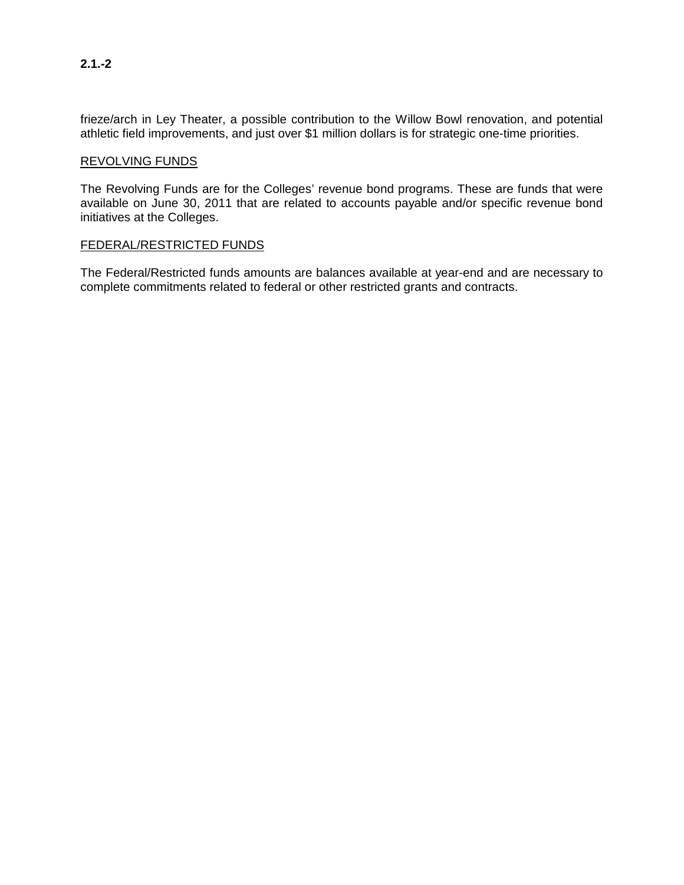frieze/arch in Ley Theater, a possible contribution to the Willow Bowl renovation, and potential athletic field improvements, and just over $1 million dollars is for strategic one-time priorities.

## REVOLVING FUNDS

The Revolving Funds are for the Colleges' revenue bond programs. These are funds that were available on June 30, 2011 that are related to accounts payable and/or specific revenue bond initiatives at the Colleges.

## FEDERAL/RESTRICTED FUNDS

The Federal/Restricted funds amounts are balances available at year-end and are necessary to complete commitments related to federal or other restricted grants and contracts.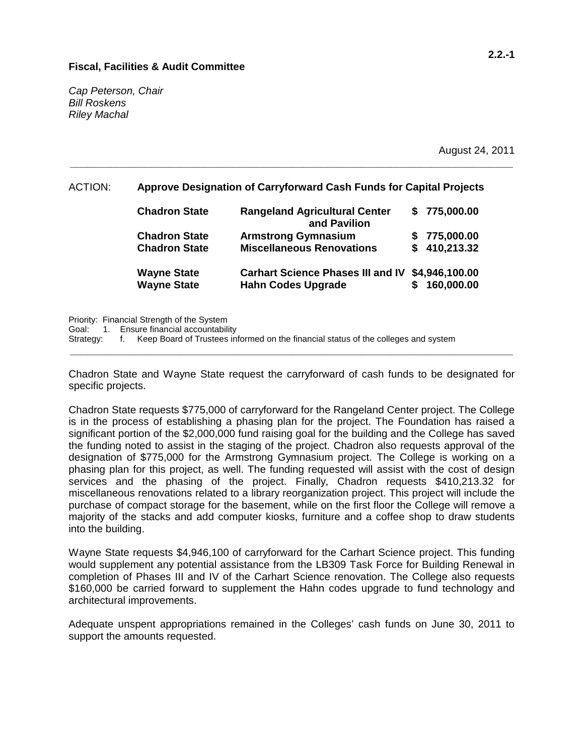**Fiscal, Facilities & Audit Committee**

*Cap Peterson, Chair*
*Bill Roskens*
*Riley Machal*

August 24, 2011

---

ACTION: **Approve Designation of Carryforward Cash Funds for Capital Projects**

| | | |
|---|---|---|
| **Chadron State** | **Rangeland Agricultural Center and Pavilion** | **$ 775,000.00** |
| **Chadron State** | **Armstrong Gymnasium** | **$ 775,000.00** |
| **Chadron State** | **Miscellaneous Renovations** | **$ 410,213.32** |
| **Wayne State** | **Carhart Science Phases III and IV** | **$4,946,100.00** |
| **Wayne State** | **Hahn Codes Upgrade** | **$ 160,000.00** |

Priority: Financial Strength of the System
Goal: 1. Ensure financial accountability
Strategy: f. Keep Board of Trustees informed on the financial status of the colleges and system

---

Chadron State and Wayne State request the carryforward of cash funds to be designated for specific projects.

Chadron State requests $775,000 of carryforward for the Rangeland Center project. The College is in the process of establishing a phasing plan for the project. The Foundation has raised a significant portion of the $2,000,000 fund raising goal for the building and the College has saved the funding noted to assist in the staging of the project. Chadron also requests approval of the designation of $775,000 for the Armstrong Gymnasium project. The College is working on a phasing plan for this project, as well. The funding requested will assist with the cost of design services and the phasing of the project. Finally, Chadron requests $410,213.32 for miscellaneous renovations related to a library reorganization project. This project will include the purchase of compact storage for the basement, while on the first floor the College will remove a majority of the stacks and add computer kiosks, furniture and a coffee shop to draw students into the building.

Wayne State requests $4,946,100 of carryforward for the Carhart Science project. This funding would supplement any potential assistance from the LB309 Task Force for Building Renewal in completion of Phases III and IV of the Carhart Science renovation. The College also requests $160,000 be carried forward to supplement the Hahn codes upgrade to fund technology and architectural improvements.

Adequate unspent appropriations remained in the Colleges' cash funds on June 30, 2011 to support the amounts requested.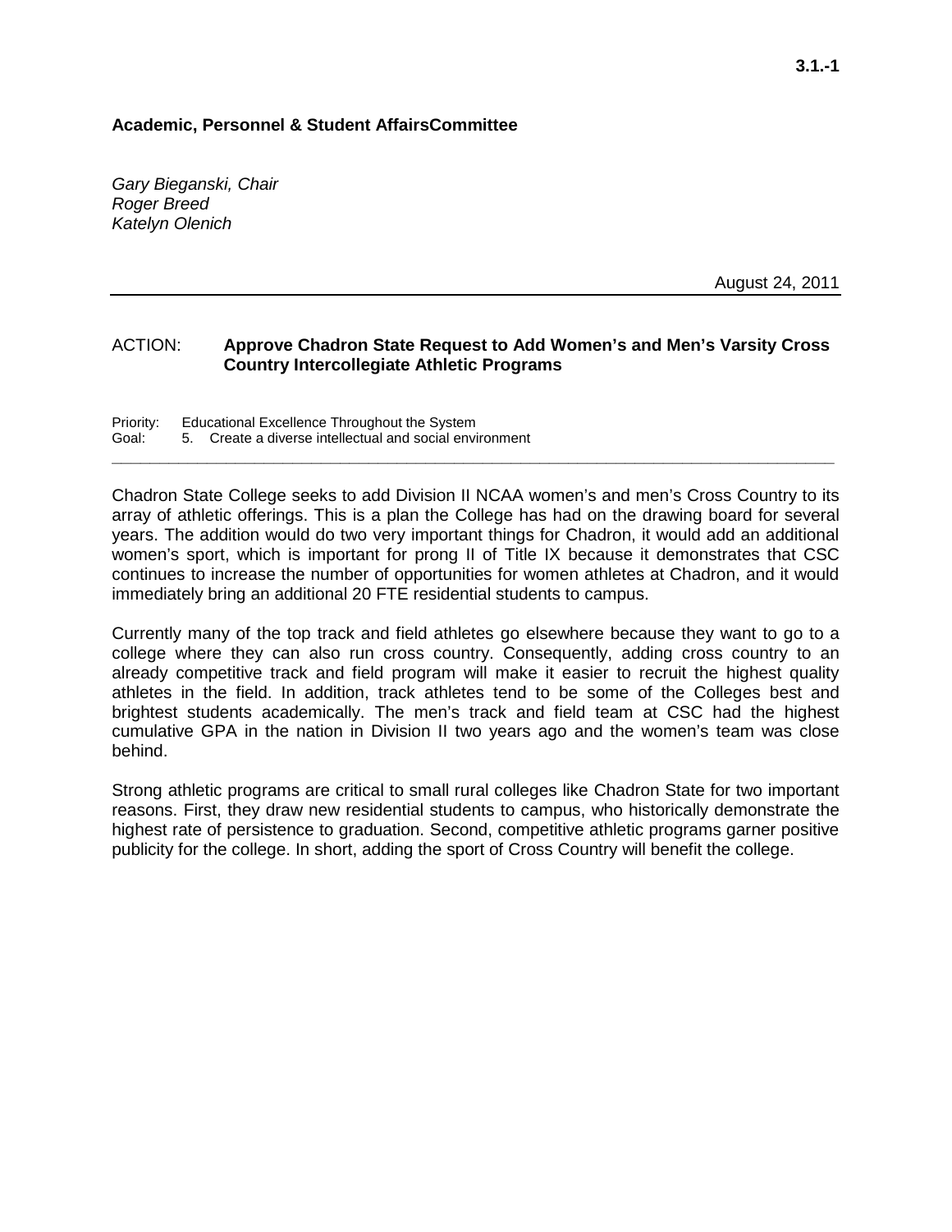**Academic, Personnel & Student AffairsCommittee**

*Gary Bieganski, Chair*
*Roger Breed*
*Katelyn Olenich*

August 24, 2011

---

ACTION: **Approve Chadron State Request to Add Women's and Men's Varsity Cross Country Intercollegiate Athletic Programs**

Priority: Educational Excellence Throughout the System
Goal: 5. Create a diverse intellectual and social environment

---

Chadron State College seeks to add Division II NCAA women's and men's Cross Country to its array of athletic offerings. This is a plan the College has had on the drawing board for several years. The addition would do two very important things for Chadron, it would add an additional women's sport, which is important for prong II of Title IX because it demonstrates that CSC continues to increase the number of opportunities for women athletes at Chadron, and it would immediately bring an additional 20 FTE residential students to campus.

Currently many of the top track and field athletes go elsewhere because they want to go to a college where they can also run cross country. Consequently, adding cross country to an already competitive track and field program will make it easier to recruit the highest quality athletes in the field. In addition, track athletes tend to be some of the Colleges best and brightest students academically. The men's track and field team at CSC had the highest cumulative GPA in the nation in Division II two years ago and the women's team was close behind.

Strong athletic programs are critical to small rural colleges like Chadron State for two important reasons. First, they draw new residential students to campus, who historically demonstrate the highest rate of persistence to graduation. Second, competitive athletic programs garner positive publicity for the college. In short, adding the sport of Cross Country will benefit the college.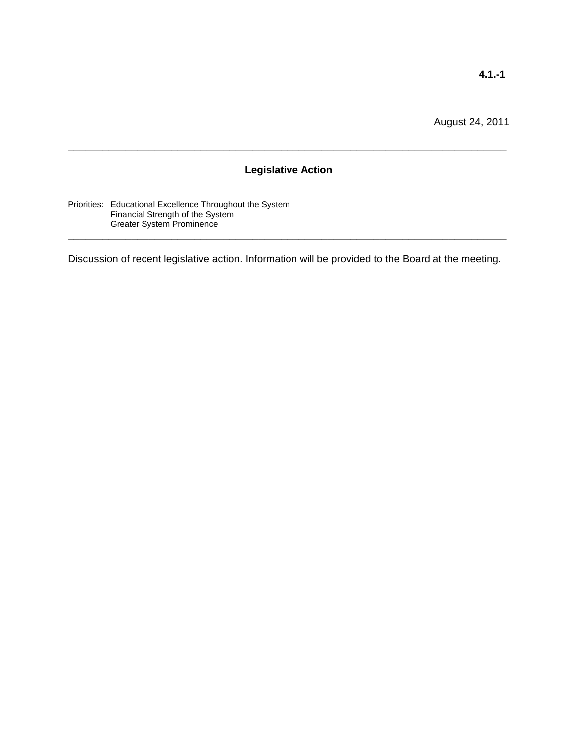**4.1.-1**

August 24, 2011

---

## Legislative Action

Priorities: Educational Excellence Throughout the System
Financial Strength of the System
Greater System Prominence

---

Discussion of recent legislative action. Information will be provided to the Board at the meeting.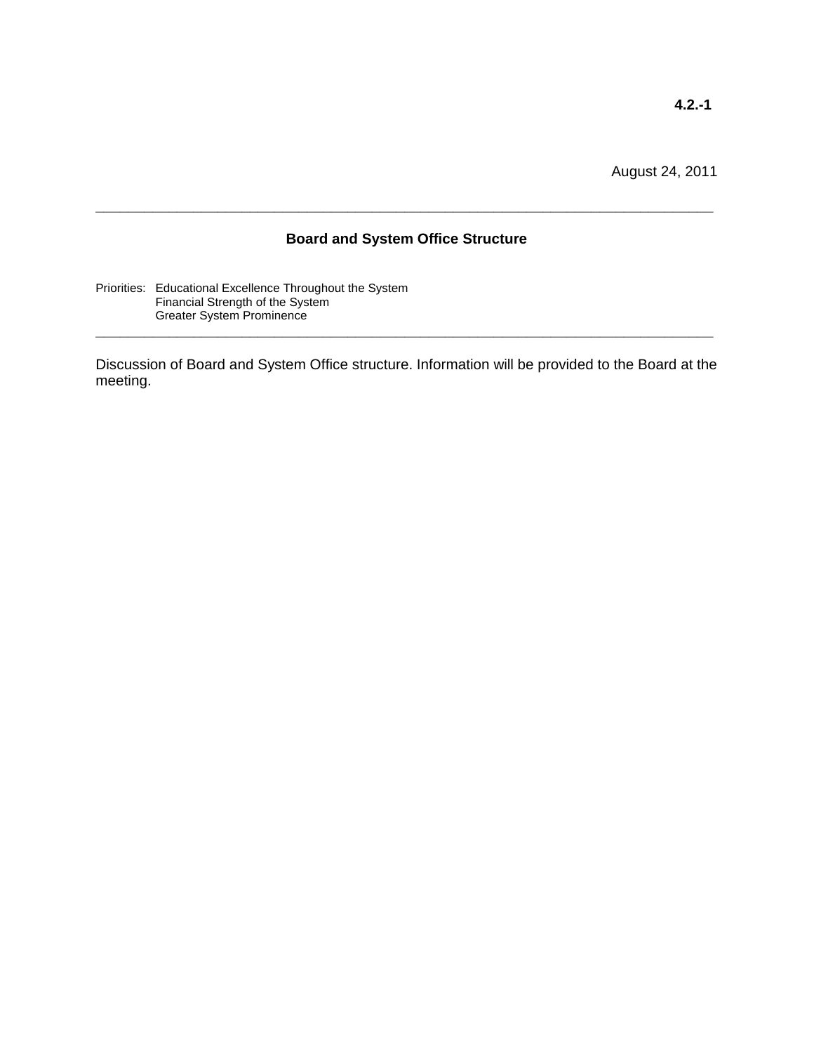**4.2.-1**

August 24, 2011

---

## Board and System Office Structure

Priorities: Educational Excellence Throughout the System
Financial Strength of the System
Greater System Prominence

---

Discussion of Board and System Office structure. Information will be provided to the Board at the meeting.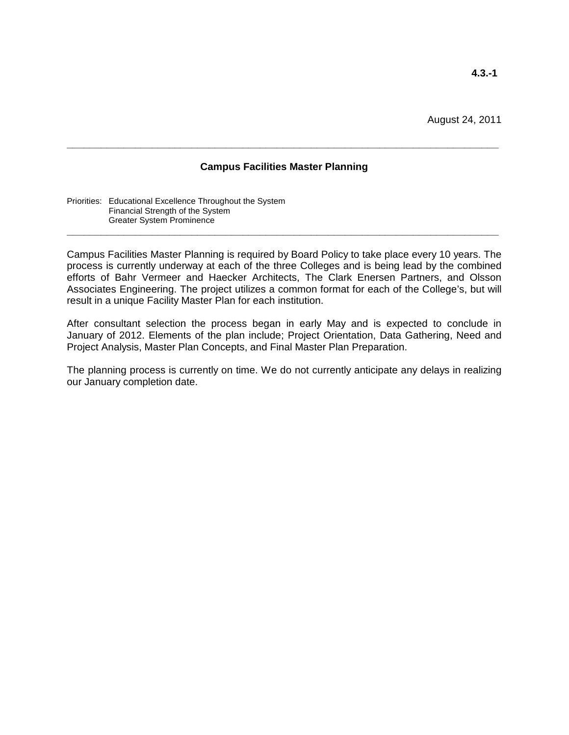4.3.-1

August 24, 2011

---

## Campus Facilities Master Planning

Priorities: Educational Excellence Throughout the System
Financial Strength of the System
Greater System Prominence

---

Campus Facilities Master Planning is required by Board Policy to take place every 10 years. The process is currently underway at each of the three Colleges and is being lead by the combined efforts of Bahr Vermeer and Haecker Architects, The Clark Enersen Partners, and Olsson Associates Engineering. The project utilizes a common format for each of the College's, but will result in a unique Facility Master Plan for each institution.

After consultant selection the process began in early May and is expected to conclude in January of 2012. Elements of the plan include; Project Orientation, Data Gathering, Need and Project Analysis, Master Plan Concepts, and Final Master Plan Preparation.

The planning process is currently on time. We do not currently anticipate any delays in realizing our January completion date.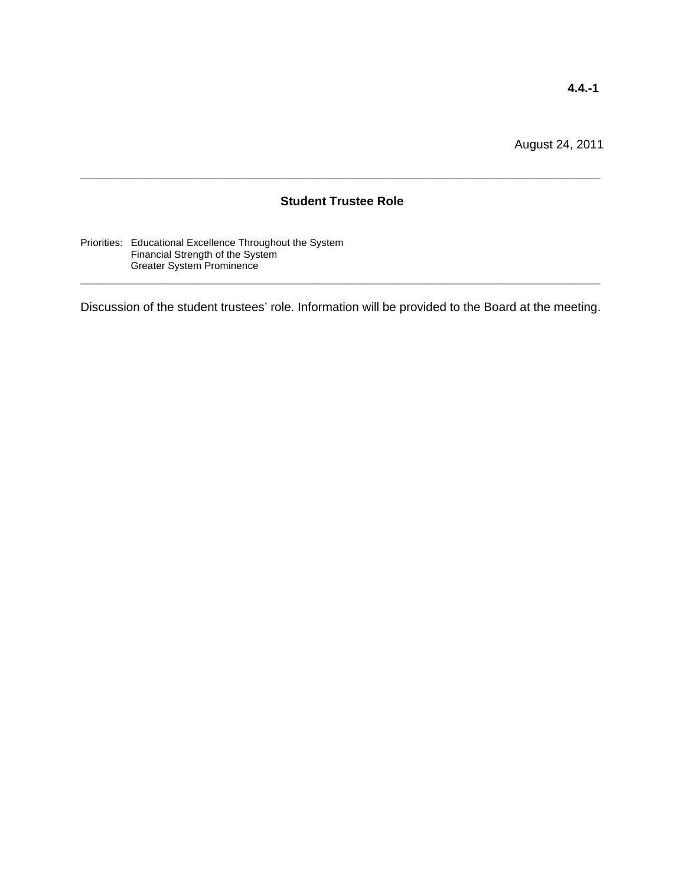**4.4.-1**

August 24, 2011

---

## Student Trustee Role

Priorities: Educational Excellence Throughout the System
Financial Strength of the System
Greater System Prominence

---

Discussion of the student trustees' role. Information will be provided to the Board at the meeting.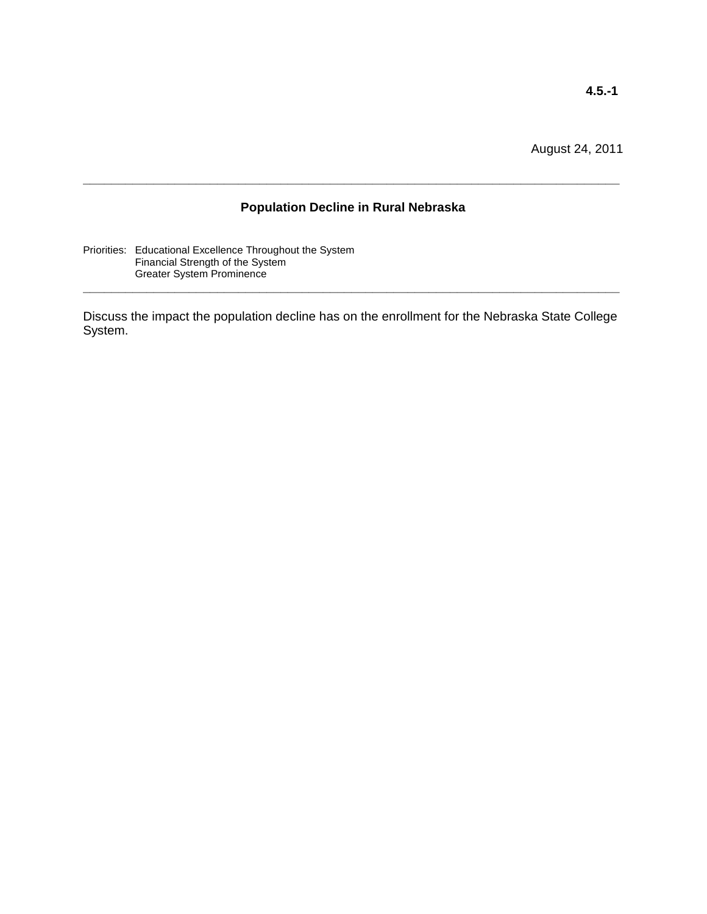**4.5.-1**

August 24, 2011

---

## Population Decline in Rural Nebraska

Priorities: Educational Excellence Throughout the System
Financial Strength of the System
Greater System Prominence

---

Discuss the impact the population decline has on the enrollment for the Nebraska State College System.